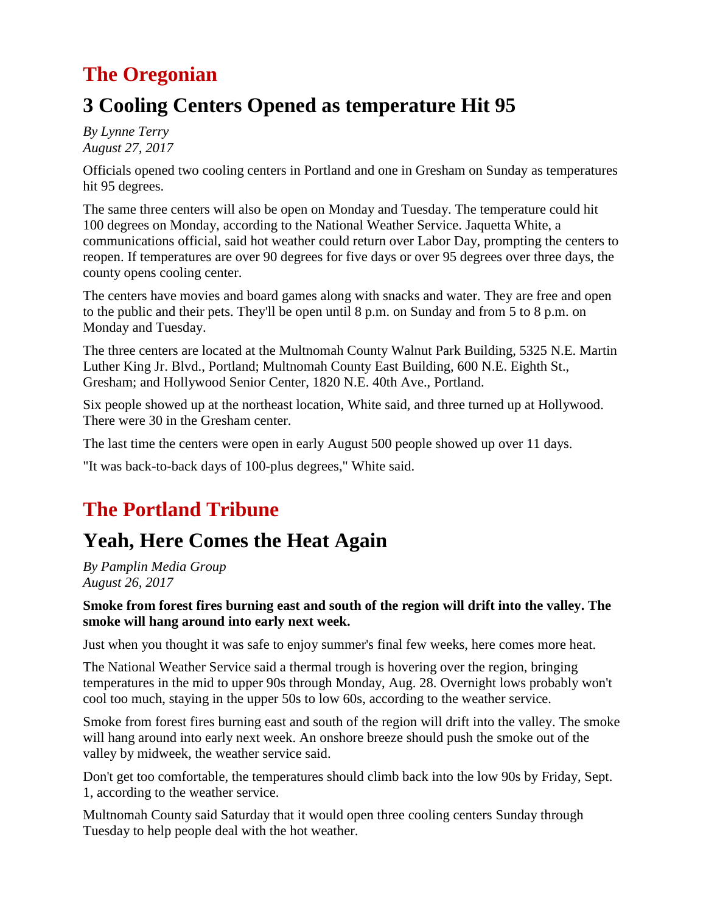# The Oregonian

## 3 Cooling Centers Opened as temperature Hit 95

*By Lynne Terry*
*August 27, 2017*

Officials opened two cooling centers in Portland and one in Gresham on Sunday as temperatures hit 95 degrees.

The same three centers will also be open on Monday and Tuesday. The temperature could hit 100 degrees on Monday, according to the National Weather Service. Jaquetta White, a communications official, said hot weather could return over Labor Day, prompting the centers to reopen. If temperatures are over 90 degrees for five days or over 95 degrees over three days, the county opens cooling center.

The centers have movies and board games along with snacks and water. They are free and open to the public and their pets. They'll be open until 8 p.m. on Sunday and from 5 to 8 p.m. on Monday and Tuesday.

The three centers are located at the Multnomah County Walnut Park Building, 5325 N.E. Martin Luther King Jr. Blvd., Portland; Multnomah County East Building, 600 N.E. Eighth St., Gresham; and Hollywood Senior Center, 1820 N.E. 40th Ave., Portland.

Six people showed up at the northeast location, White said, and three turned up at Hollywood. There were 30 in the Gresham center.

The last time the centers were open in early August 500 people showed up over 11 days.

"It was back-to-back days of 100-plus degrees," White said.

# The Portland Tribune

## Yeah, Here Comes the Heat Again

*By Pamplin Media Group*
*August 26, 2017*

**Smoke from forest fires burning east and south of the region will drift into the valley. The smoke will hang around into early next week.**

Just when you thought it was safe to enjoy summer's final few weeks, here comes more heat.

The National Weather Service said a thermal trough is hovering over the region, bringing temperatures in the mid to upper 90s through Monday, Aug. 28. Overnight lows probably won't cool too much, staying in the upper 50s to low 60s, according to the weather service.

Smoke from forest fires burning east and south of the region will drift into the valley. The smoke will hang around into early next week. An onshore breeze should push the smoke out of the valley by midweek, the weather service said.

Don't get too comfortable, the temperatures should climb back into the low 90s by Friday, Sept. 1, according to the weather service.

Multnomah County said Saturday that it would open three cooling centers Sunday through Tuesday to help people deal with the hot weather.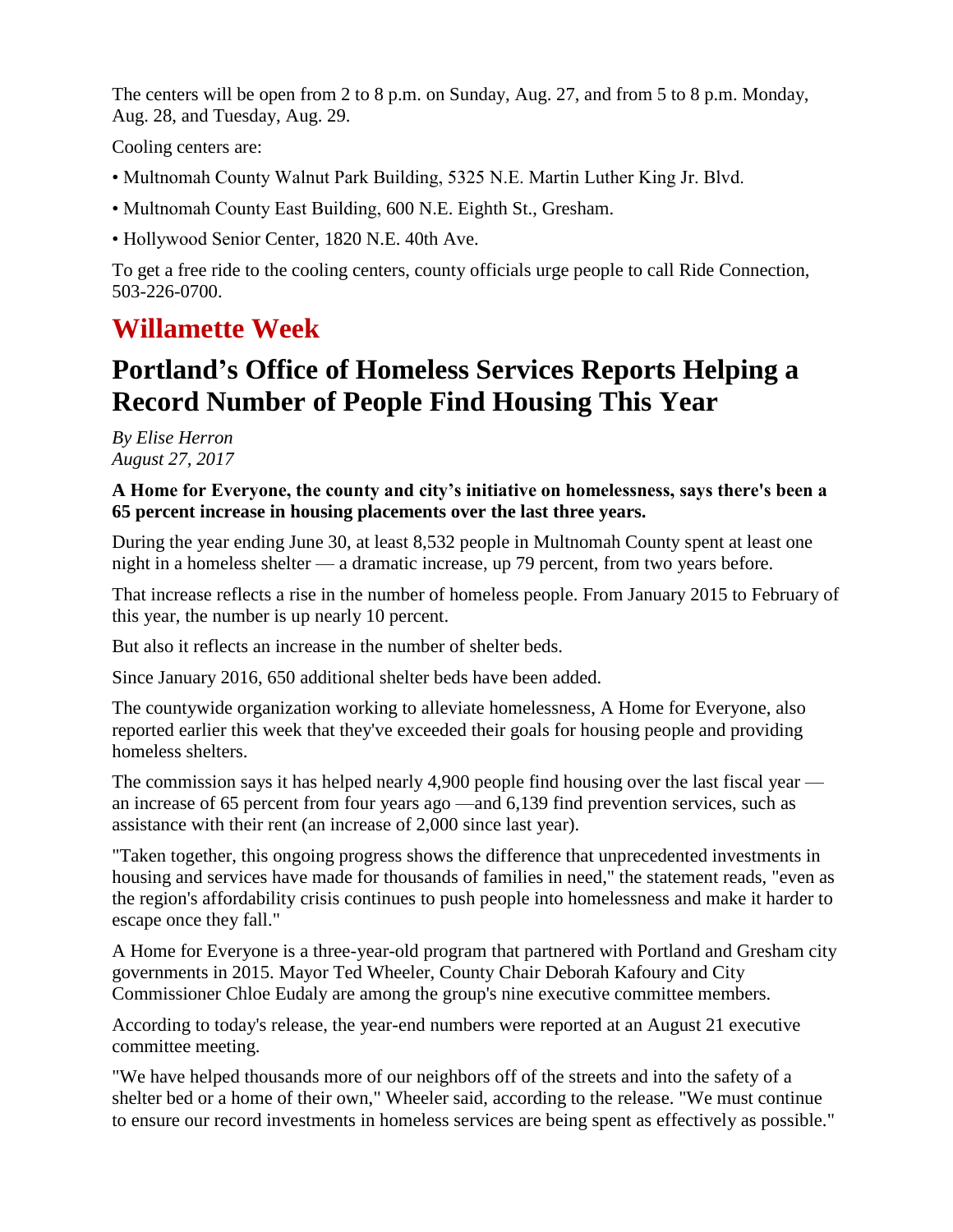The centers will be open from 2 to 8 p.m. on Sunday, Aug. 27, and from 5 to 8 p.m. Monday, Aug. 28, and Tuesday, Aug. 29.

Cooling centers are:

• Multnomah County Walnut Park Building, 5325 N.E. Martin Luther King Jr. Blvd.

• Multnomah County East Building, 600 N.E. Eighth St., Gresham.

• Hollywood Senior Center, 1820 N.E. 40th Ave.

To get a free ride to the cooling centers, county officials urge people to call Ride Connection, 503-226-0700.

## Willamette Week

# Portland's Office of Homeless Services Reports Helping a Record Number of People Find Housing This Year

*By Elise Herron*
*August 27, 2017*

**A Home for Everyone, the county and city's initiative on homelessness, says there's been a 65 percent increase in housing placements over the last three years.**

During the year ending June 30, at least 8,532 people in Multnomah County spent at least one night in a homeless shelter — a dramatic increase, up 79 percent, from two years before.

That increase reflects a rise in the number of homeless people. From January 2015 to February of this year, the number is up nearly 10 percent.

But also it reflects an increase in the number of shelter beds.

Since January 2016, 650 additional shelter beds have been added.

The countywide organization working to alleviate homelessness, A Home for Everyone, also reported earlier this week that they've exceeded their goals for housing people and providing homeless shelters.

The commission says it has helped nearly 4,900 people find housing over the last fiscal year — an increase of 65 percent from four years ago —and 6,139 find prevention services, such as assistance with their rent (an increase of 2,000 since last year).

"Taken together, this ongoing progress shows the difference that unprecedented investments in housing and services have made for thousands of families in need," the statement reads, "even as the region's affordability crisis continues to push people into homelessness and make it harder to escape once they fall."

A Home for Everyone is a three-year-old program that partnered with Portland and Gresham city governments in 2015. Mayor Ted Wheeler, County Chair Deborah Kafoury and City Commissioner Chloe Eudaly are among the group's nine executive committee members.

According to today's release, the year-end numbers were reported at an August 21 executive committee meeting.

"We have helped thousands more of our neighbors off of the streets and into the safety of a shelter bed or a home of their own," Wheeler said, according to the release. "We must continue to ensure our record investments in homeless services are being spent as effectively as possible."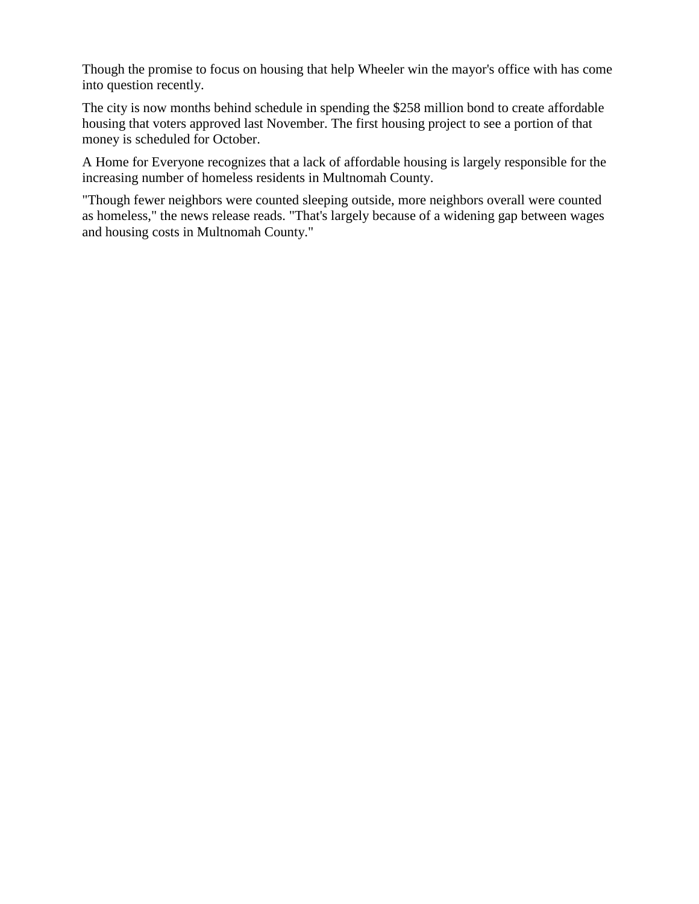Though the promise to focus on housing that help Wheeler win the mayor's office with has come into question recently.

The city is now months behind schedule in spending the $258 million bond to create affordable housing that voters approved last November. The first housing project to see a portion of that money is scheduled for October.

A Home for Everyone recognizes that a lack of affordable housing is largely responsible for the increasing number of homeless residents in Multnomah County.

"Though fewer neighbors were counted sleeping outside, more neighbors overall were counted as homeless," the news release reads. "That's largely because of a widening gap between wages and housing costs in Multnomah County."